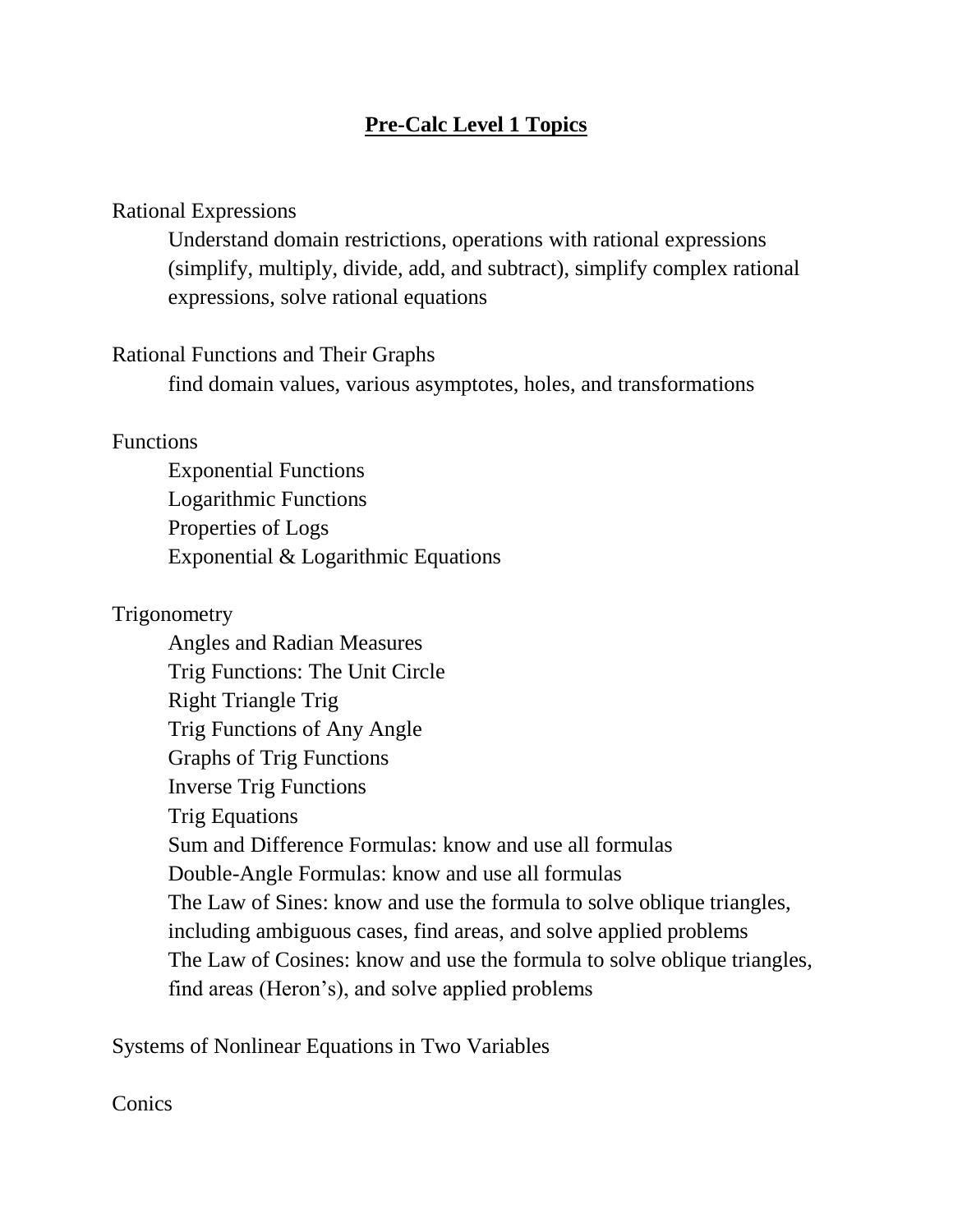# **Pre-Calc Level 1 Topics**

Rational Expressions

- Understand domain restrictions, operations with rational expressions (simplify, multiply, divide, add, and subtract), simplify complex rational expressions, solve rational equations

Rational Functions and Their Graphs

- find domain values, various asymptotes, holes, and transformations

Functions

- Exponential Functions
- Logarithmic Functions
- Properties of Logs
- Exponential & Logarithmic Equations

Trigonometry

- Angles and Radian Measures
- Trig Functions: The Unit Circle
- Right Triangle Trig
- Trig Functions of Any Angle
- Graphs of Trig Functions
- Inverse Trig Functions
- Trig Equations
- Sum and Difference Formulas: know and use all formulas
- Double-Angle Formulas: know and use all formulas
- The Law of Sines: know and use the formula to solve oblique triangles, including ambiguous cases, find areas, and solve applied problems
- The Law of Cosines: know and use the formula to solve oblique triangles, find areas (Heron's), and solve applied problems

Systems of Nonlinear Equations in Two Variables

Conics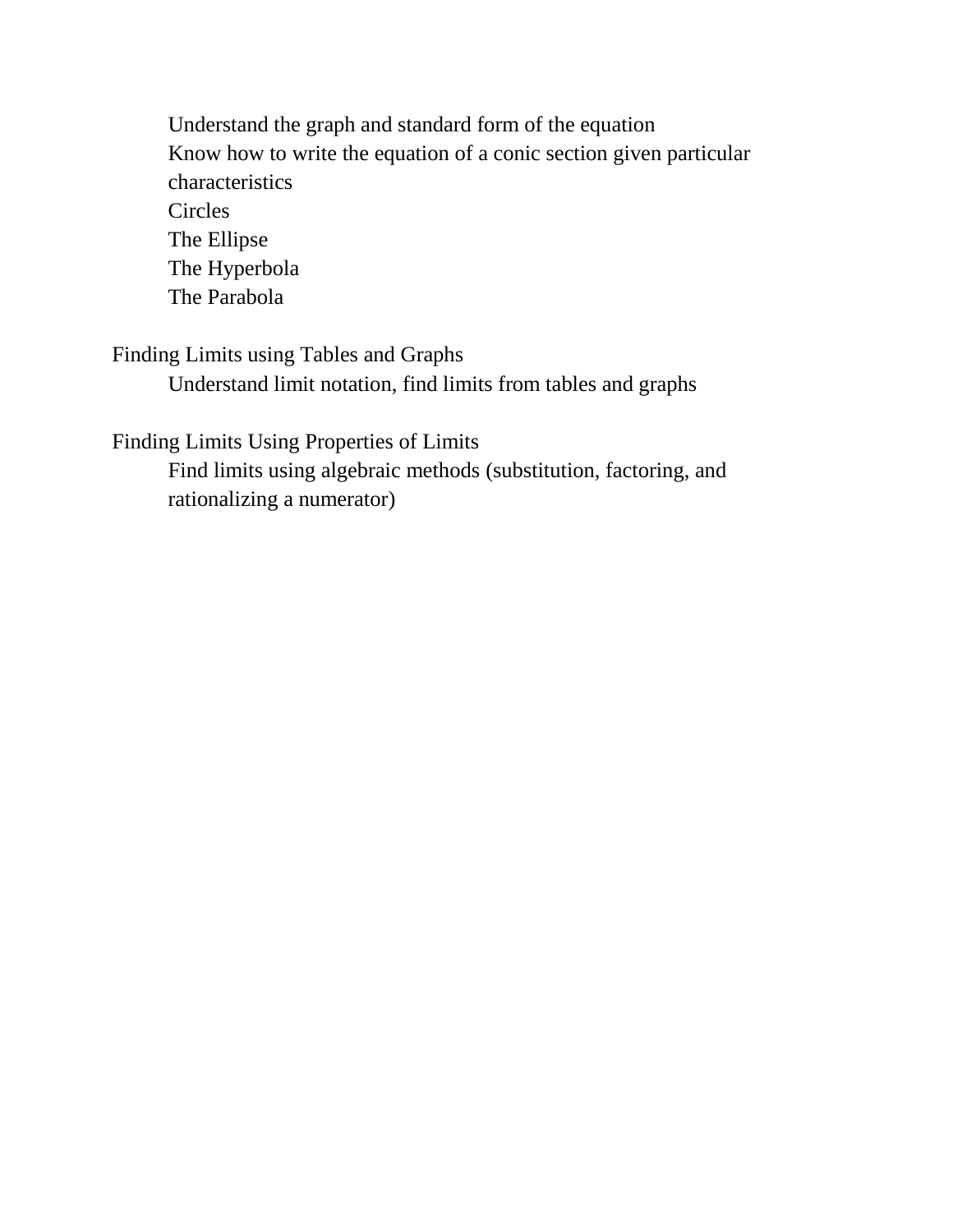- Understand the graph and standard form of the equation
- Know how to write the equation of a conic section given particular characteristics
- Circles
- The Ellipse
- The Hyperbola
- The Parabola

Finding Limits using Tables and Graphs

- Understand limit notation, find limits from tables and graphs

Finding Limits Using Properties of Limits

- Find limits using algebraic methods (substitution, factoring, and rationalizing a numerator)